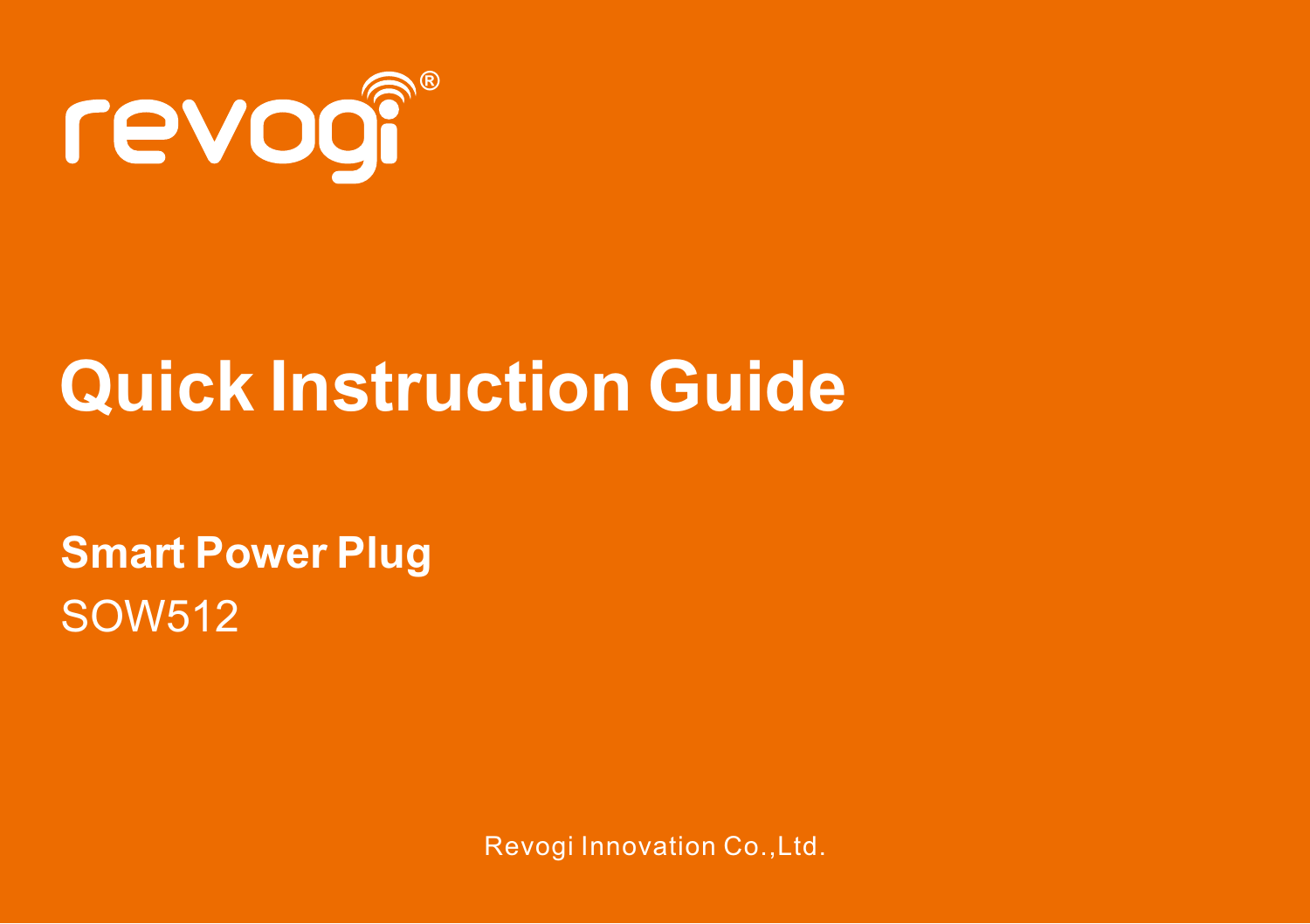revogi®

# Quick Instruction Guide

**Smart Power Plug**

SOW512

Revogi Innovation Co.,Ltd.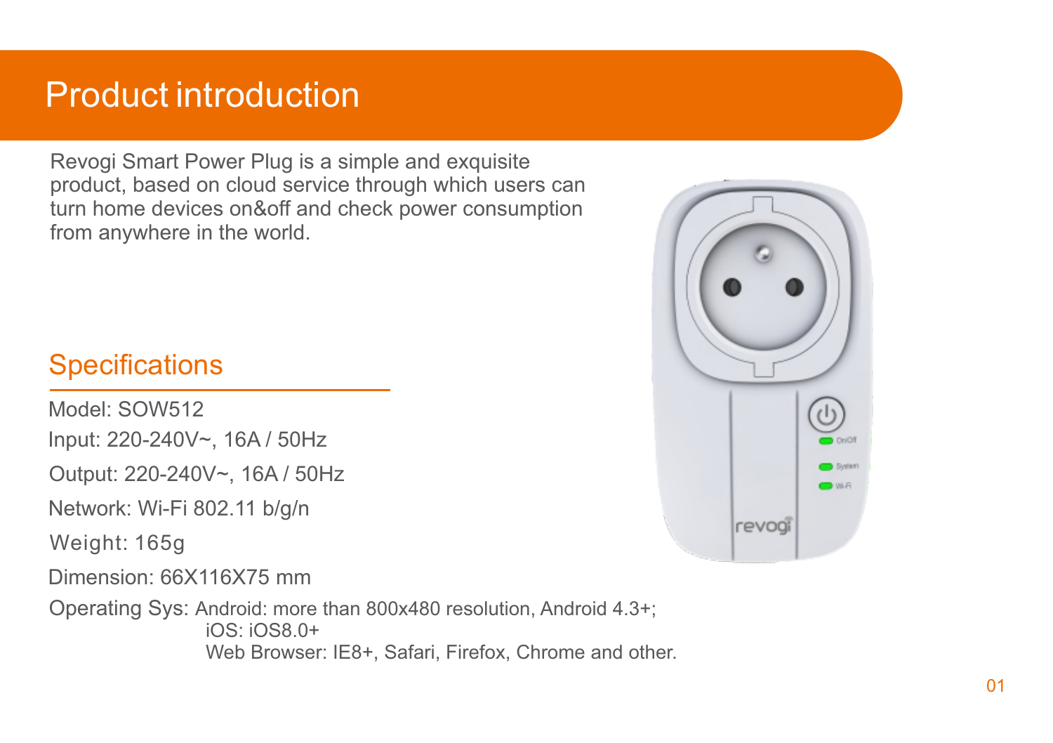# Product introduction

Revogi Smart Power Plug is a simple and exquisite product, based on cloud service through which users can turn home devices on&off and check power consumption from anywhere in the world.

## Specifications

Model: SOW512

Input: 220-240V~, 16A / 50Hz

Output: 220-240V~, 16A / 50Hz

Network: Wi-Fi 802.11 b/g/n

Weight: 165g

Dimension: 66X116X75 mm

Operating Sys: Android: more than 800x480 resolution, Android 4.3+;
iOS: iOS8.0+
Web Browser: IE8+, Safari, Firefox, Chrome and other.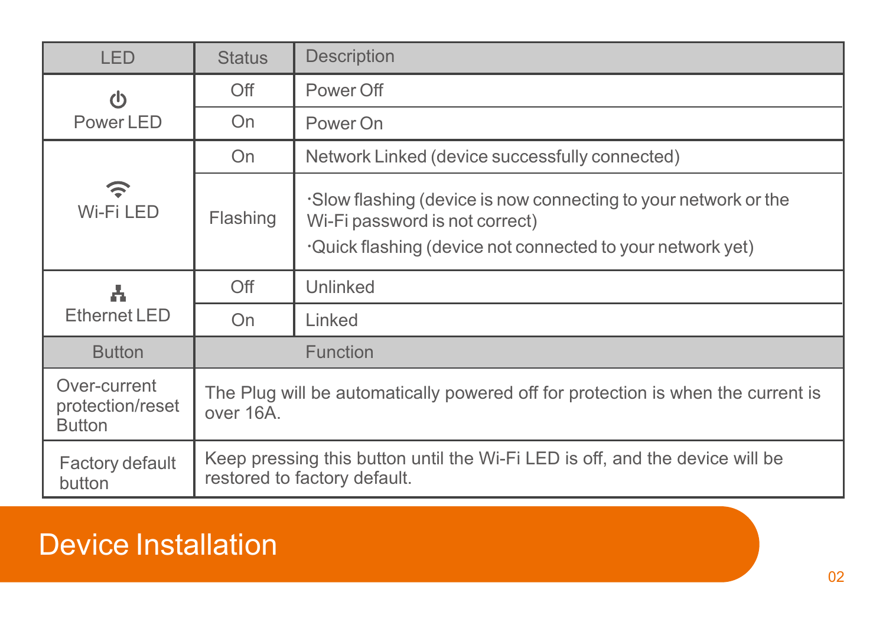| LED | Status | Description |
| --- | --- | --- |
| Power LED | Off | Power Off |
| | On | Power On |
| Wi-Fi LED | On | Network Linked (device successfully connected) |
| | Flashing | ·Slow flashing (device is now connecting to your network or the Wi-Fi password is not correct)<br>·Quick flashing (device not connected to your network yet) |
| Ethernet LED | Off | Unlinked |
| | On | Linked |

| Button | Function |
| --- | --- |
| Over-current protection/reset Button | The Plug will be automatically powered off for protection is when the current is over 16A. |
| Factory default button | Keep pressing this button until the Wi-Fi LED is off, and the device will be restored to factory default. |

# Device Installation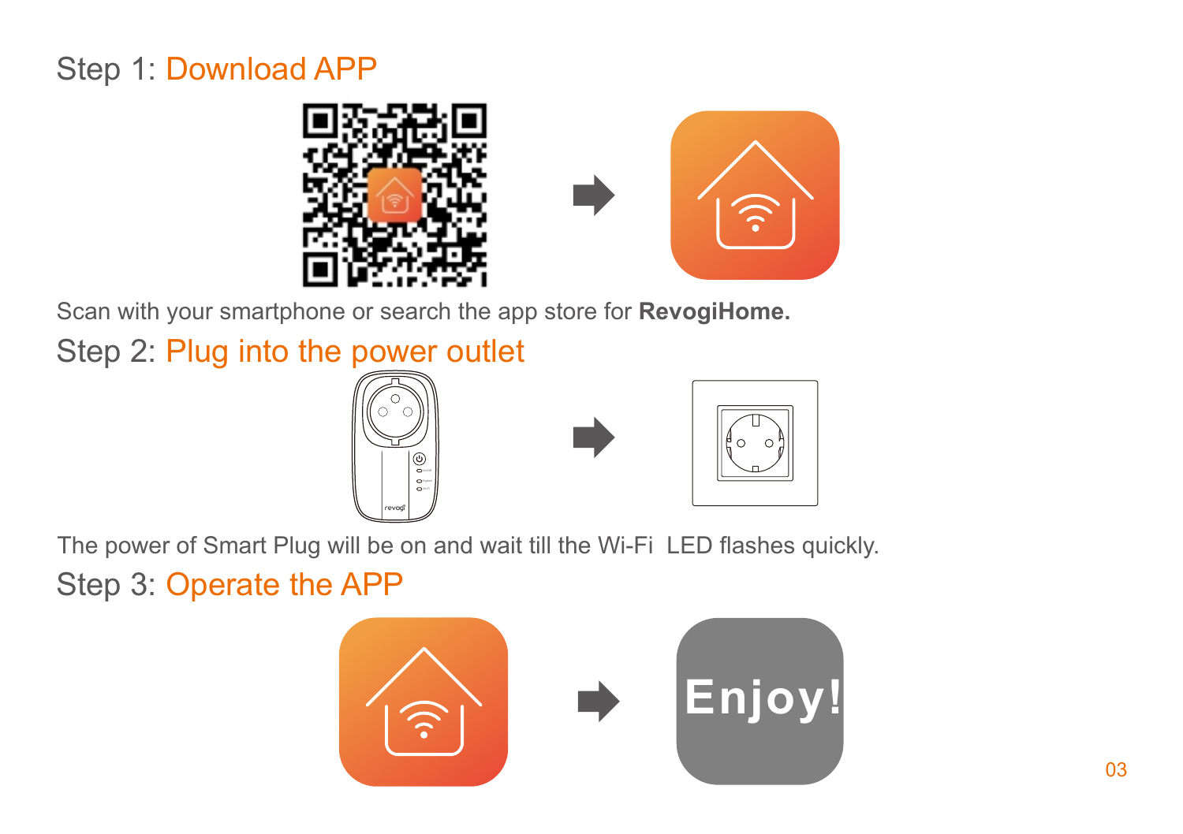## Step 1: Download APP

Scan with your smartphone or search the app store for **RevogiHome.**

## Step 2: Plug into the power outlet

The power of Smart Plug will be on and wait till the Wi-Fi LED flashes quickly.

## Step 3: Operate the APP

Enjoy!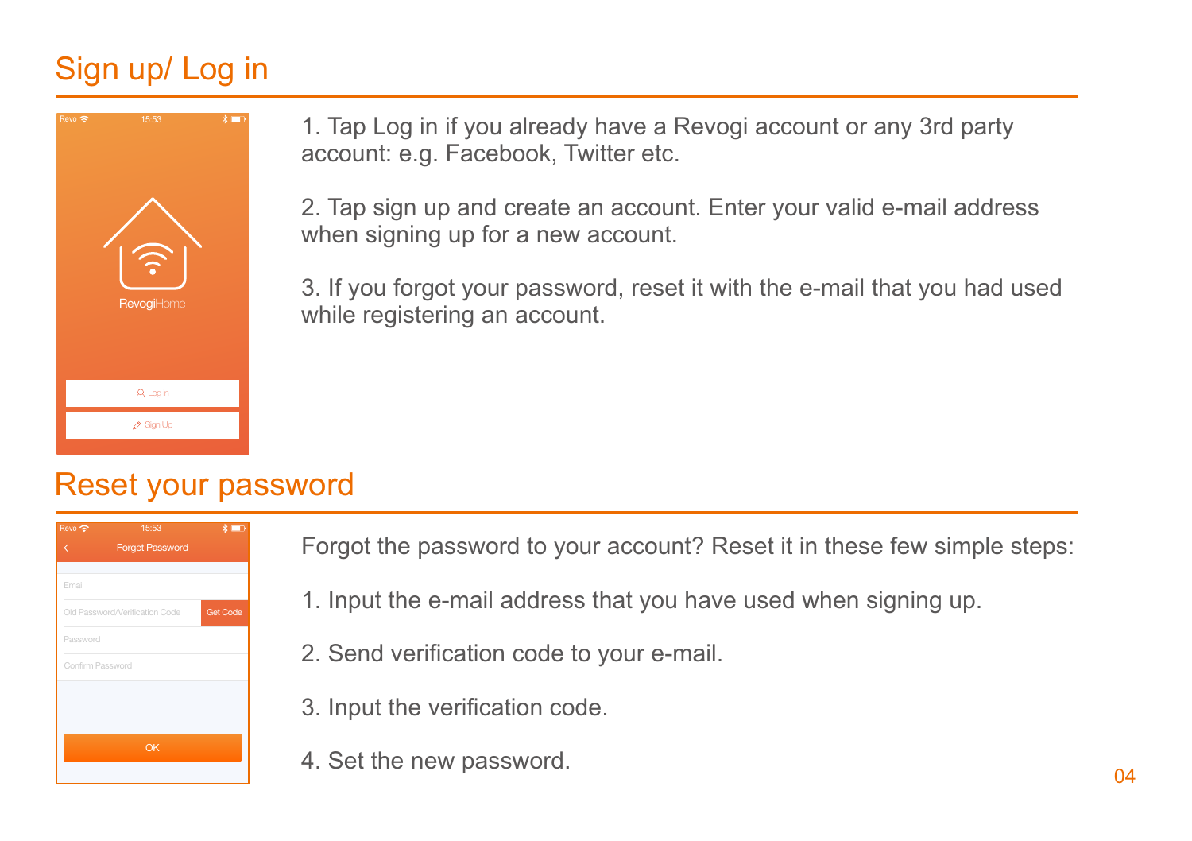## Sign up/ Log in

1. Tap Log in if you already have a Revogi account or any 3rd party account: e.g. Facebook, Twitter etc.

2. Tap sign up and create an account. Enter your valid e-mail address when signing up for a new account.

3. If you forgot your password, reset it with the e-mail that you had used while registering an account.

## Reset your password

Forgot the password to your account? Reset it in these few simple steps:

1. Input the e-mail address that you have used when signing up.

2. Send verification code to your e-mail.

3. Input the verification code.

4. Set the new password.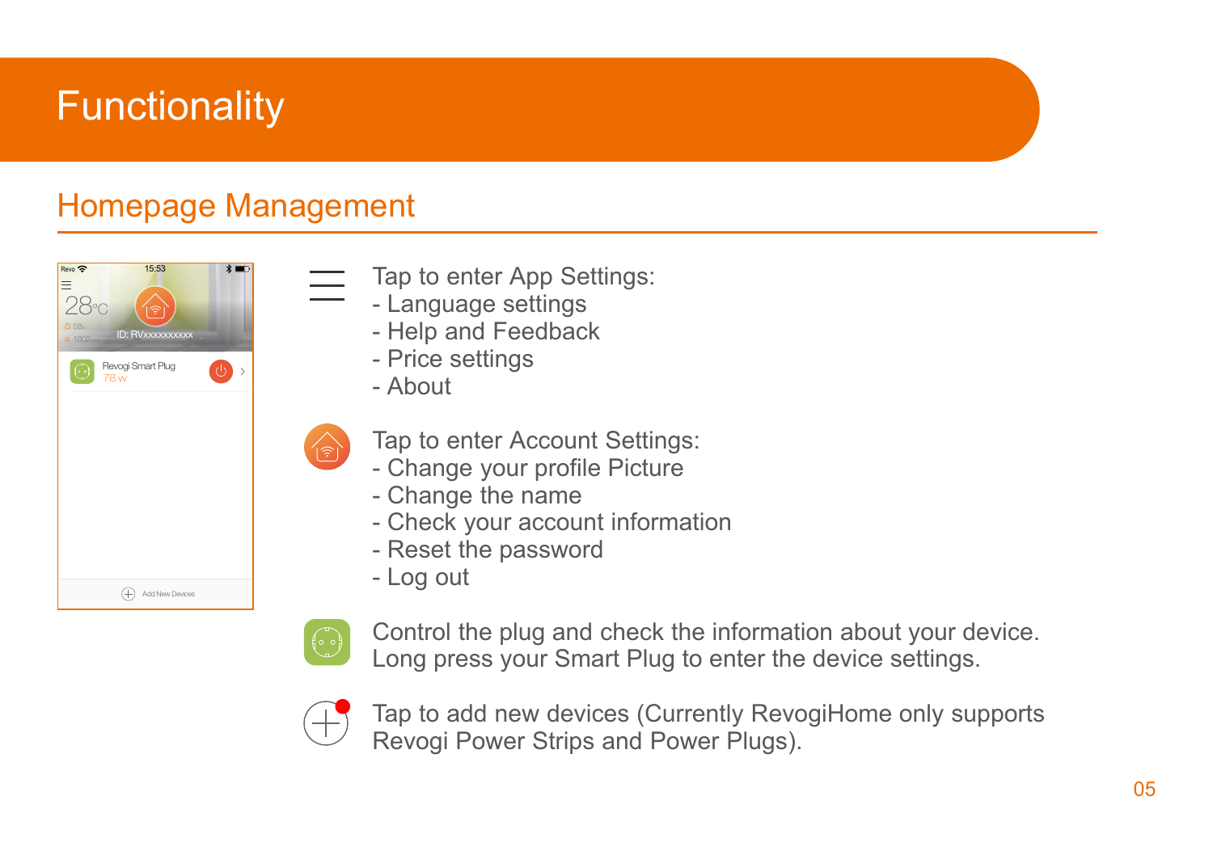# Functionality

## Homepage Management

Tap to enter App Settings:
- Language settings
- Help and Feedback
- Price settings
- About

Tap to enter Account Settings:
- Change your profile Picture
- Change the name
- Check your account information
- Reset the password
- Log out

Control the plug and check the information about your device. Long press your Smart Plug to enter the device settings.

Tap to add new devices (Currently RevogiHome only supports Revogi Power Strips and Power Plugs).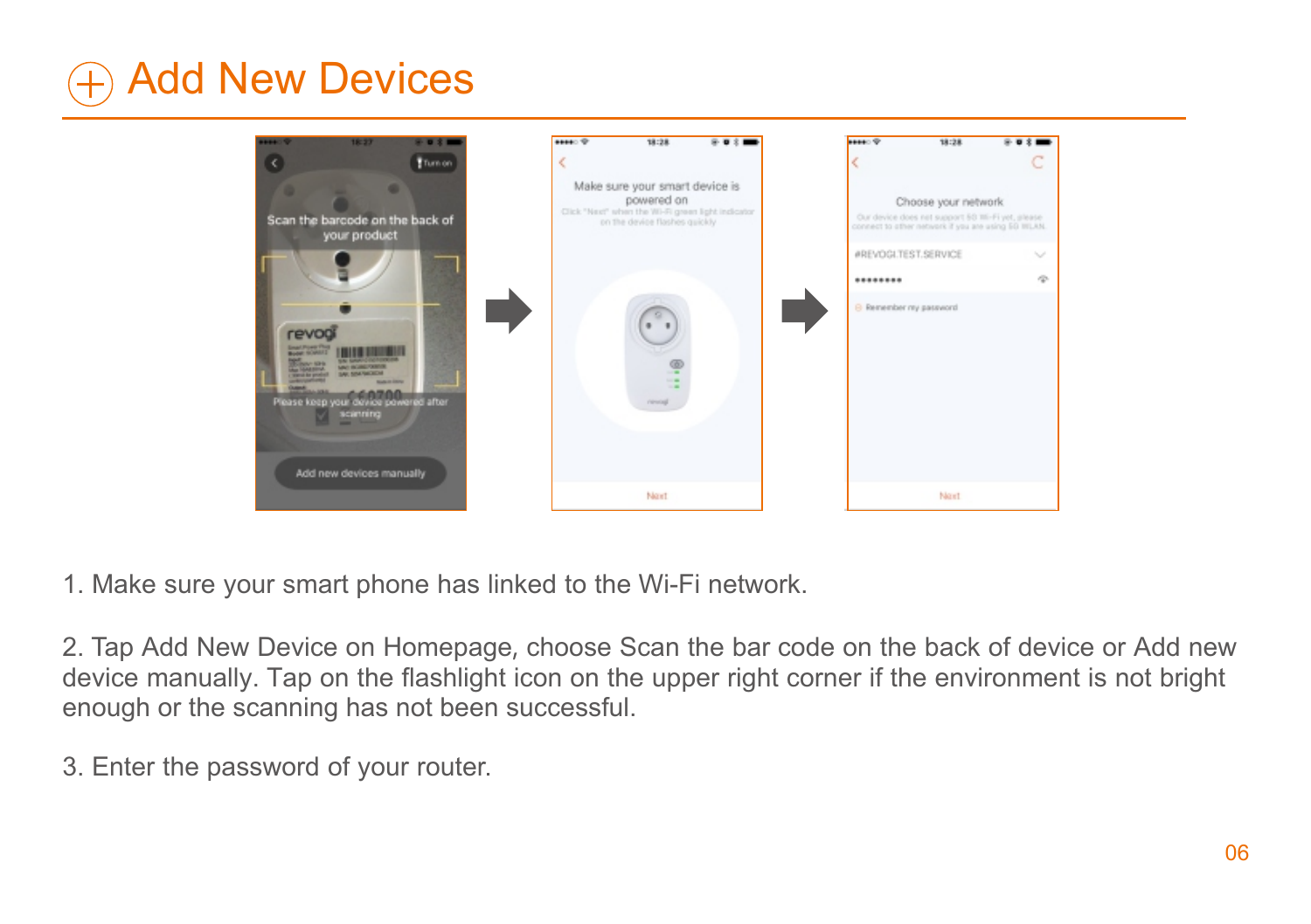# Add New Devices

1. Make sure your smart phone has linked to the Wi-Fi network.

2. Tap Add New Device on Homepage, choose Scan the bar code on the back of device or Add new device manually. Tap on the flashlight icon on the upper right corner if the environment is not bright enough or the scanning has not been successful.

3. Enter the password of your router.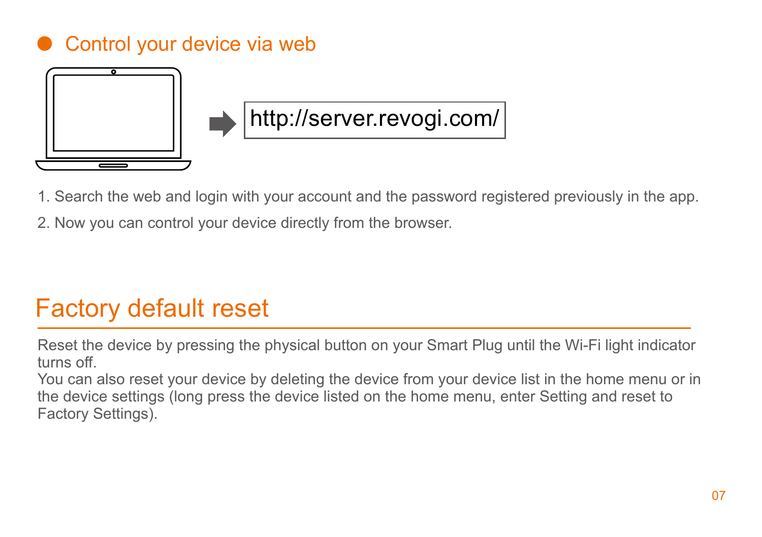## Control your device via web

http://server.revogi.com/

1. Search the web and login with your account and the password registered previously in the app.
2. Now you can control your device directly from the browser.

# Factory default reset

Reset the device by pressing the physical button on your Smart Plug until the Wi-Fi light indicator turns off.
You can also reset your device by deleting the device from your device list in the home menu or in the device settings (long press the device listed on the home menu, enter Setting and reset to Factory Settings).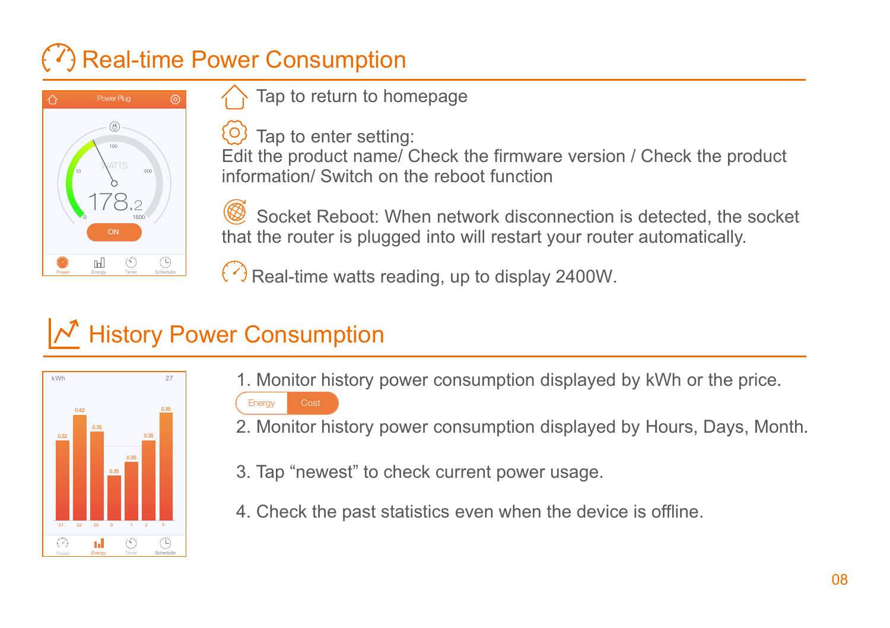## Real-time Power Consumption

Tap to return to homepage

Tap to enter setting:
Edit the product name/ Check the firmware version / Check the product information/ Switch on the reboot function

Socket Reboot: When network disconnection is detected, the socket that the router is plugged into will restart your router automatically.

Real-time watts reading, up to display 2400W.

## History Power Consumption

1. Monitor history power consumption displayed by kWh or the price.

   Energy | Cost

2. Monitor history power consumption displayed by Hours, Days, Month.

3. Tap “newest” to check current power usage.

4. Check the past statistics even when the device is offline.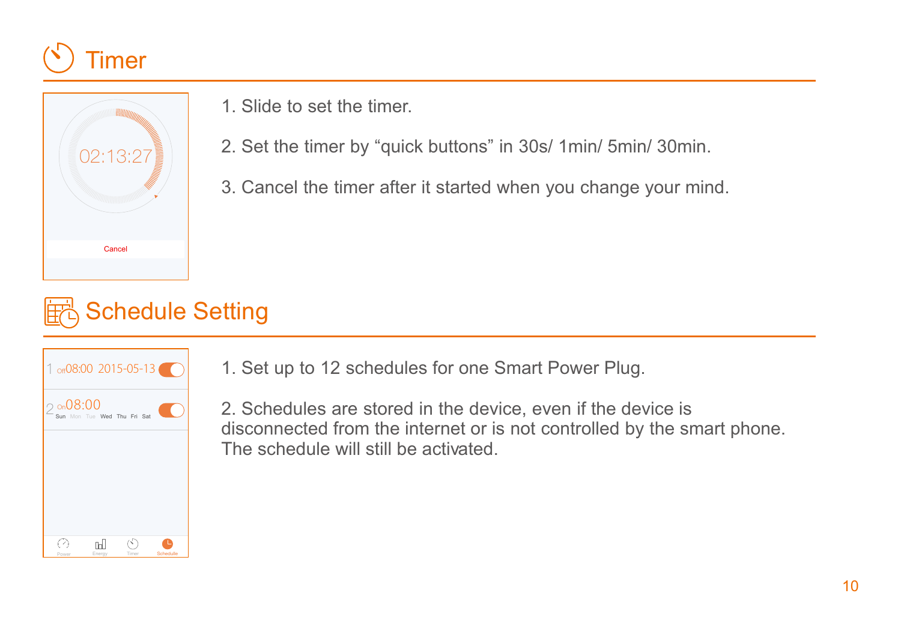# Timer

1. Slide to set the timer.

2. Set the timer by “quick buttons” in 30s/ 1min/ 5min/ 30min.

3. Cancel the timer after it started when you change your mind.

# Schedule Setting

1. Set up to 12 schedules for one Smart Power Plug.

2. Schedules are stored in the device, even if the device is disconnected from the internet or is not controlled by the smart phone. The schedule will still be activated.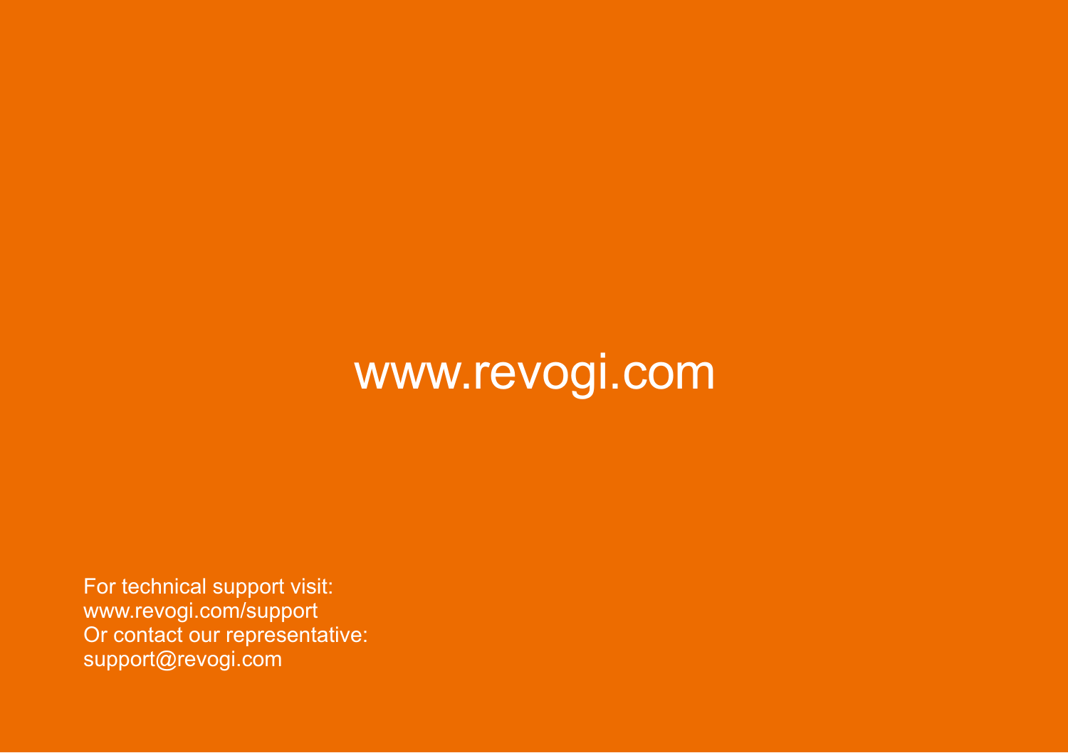www.revogi.com

For technical support visit:
www.revogi.com/support
Or contact our representative:
support@revogi.com